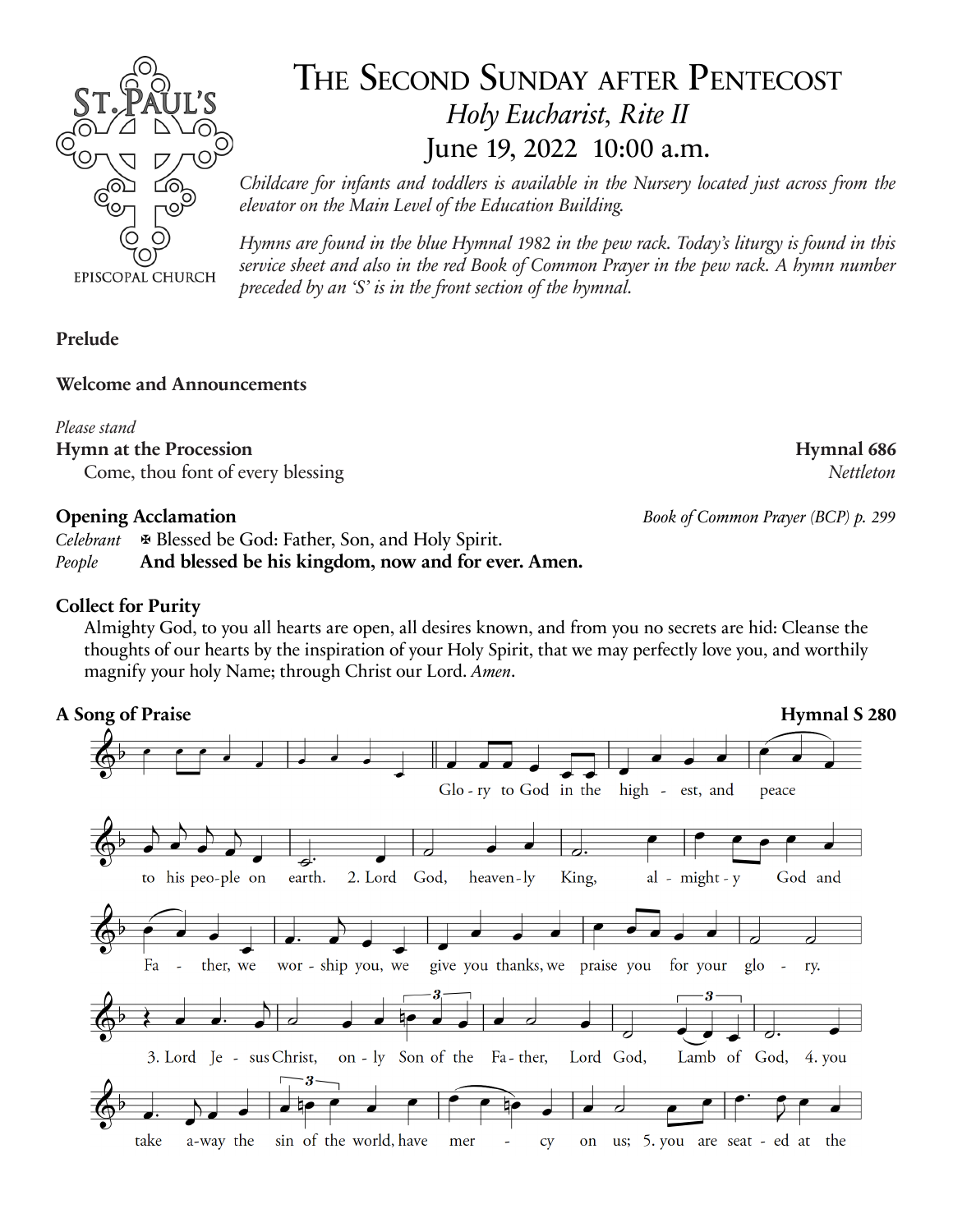# The Second Sunday after Pentecost

## *Holy Eucharist, Rite II*

## June 19, 2022 10:00 a.m.

ST. PAUL'S EPISCOPAL CHURCH

*Childcare for infants and toddlers is available in the Nursery located just across from the elevator on the Main Level of the Education Building.*

*Hymns are found in the blue Hymnal 1982 in the pew rack. Today's liturgy is found in this service sheet and also in the red Book of Common Prayer in the pew rack. A hymn number preceded by an 'S' is in the front section of the hymnal.*

**Prelude**

**Welcome and Announcements**

*Please stand*

**Hymn at the Procession** — **Hymnal 686**

Come, thou font of every blessing — *Nettleton*

**Opening Acclamation** — *Book of Common Prayer (BCP) p. 299*

*Celebrant* ✠ Blessed be God: Father, Son, and Holy Spirit.

*People* **And blessed be his kingdom, now and for ever. Amen.**

**Collect for Purity**

Almighty God, to you all hearts are open, all desires known, and from you no secrets are hid: Cleanse the thoughts of our hearts by the inspiration of your Holy Spirit, that we may perfectly love you, and worthily magnify your holy Name; through Christ our Lord. *Amen*.

**A Song of Praise** — **Hymnal S 280**

Glo-ry to God in the high-est, and peace to his peo-ple on earth. 2. Lord God, heaven-ly King, al-might-y God and Fa-ther, we wor-ship you, we give you thanks, we praise you for your glo-ry. 3. Lord Je-sus Christ, on-ly Son of the Fa-ther, Lord God, Lamb of God, 4. you take a-way the sin of the world, have mer-cy on us; 5. you are seat-ed at the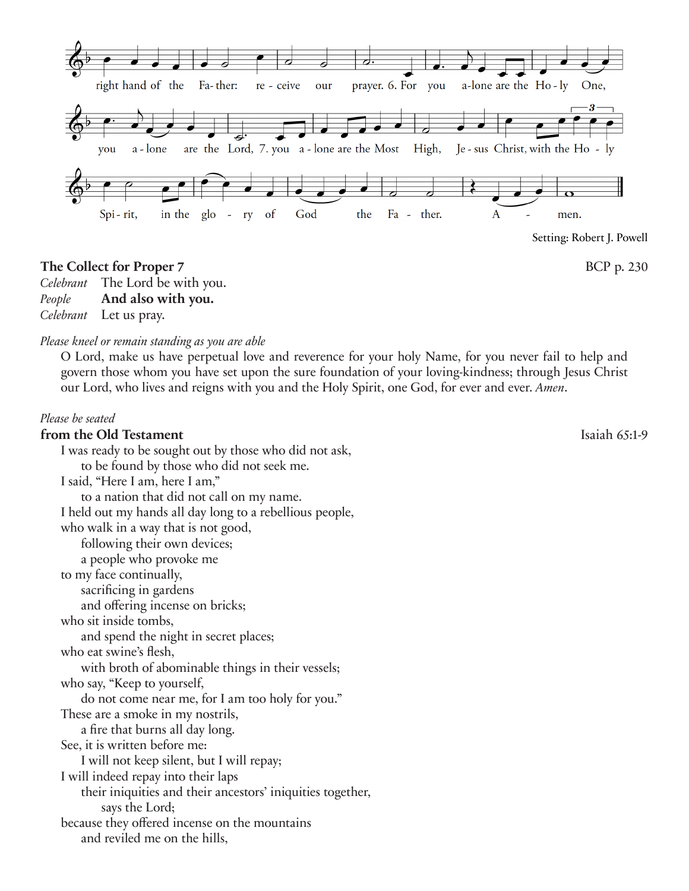right hand of the Father: receive our prayer. 6. For you alone are the Holy One, you alone are the Lord, 7. you alone are the Most High, Jesus Christ, with the Holy Spirit, in the glory of God the Father. Amen.

Setting: Robert J. Powell

**The Collect for Proper 7** BCP p. 230

*Celebrant* The Lord be with you.
*People* **And also with you.**
*Celebrant* Let us pray.

*Please kneel or remain standing as you are able*

O Lord, make us have perpetual love and reverence for your holy Name, for you never fail to help and govern those whom you have set upon the sure foundation of your loving-kindness; through Jesus Christ our Lord, who lives and reigns with you and the Holy Spirit, one God, for ever and ever. *Amen*.

*Please be seated*

**from the Old Testament** Isaiah 65:1-9

I was ready to be sought out by those who did not ask,
  to be found by those who did not seek me.
I said, "Here I am, here I am,"
  to a nation that did not call on my name.
I held out my hands all day long to a rebellious people,
who walk in a way that is not good,
  following their own devices;
  a people who provoke me
to my face continually,
  sacrificing in gardens
  and offering incense on bricks;
who sit inside tombs,
  and spend the night in secret places;
who eat swine's flesh,
  with broth of abominable things in their vessels;
who say, "Keep to yourself,
  do not come near me, for I am too holy for you."
These are a smoke in my nostrils,
  a fire that burns all day long.
See, it is written before me:
  I will not keep silent, but I will repay;
I will indeed repay into their laps
  their iniquities and their ancestors' iniquities together,
    says the Lord;
because they offered incense on the mountains
  and reviled me on the hills,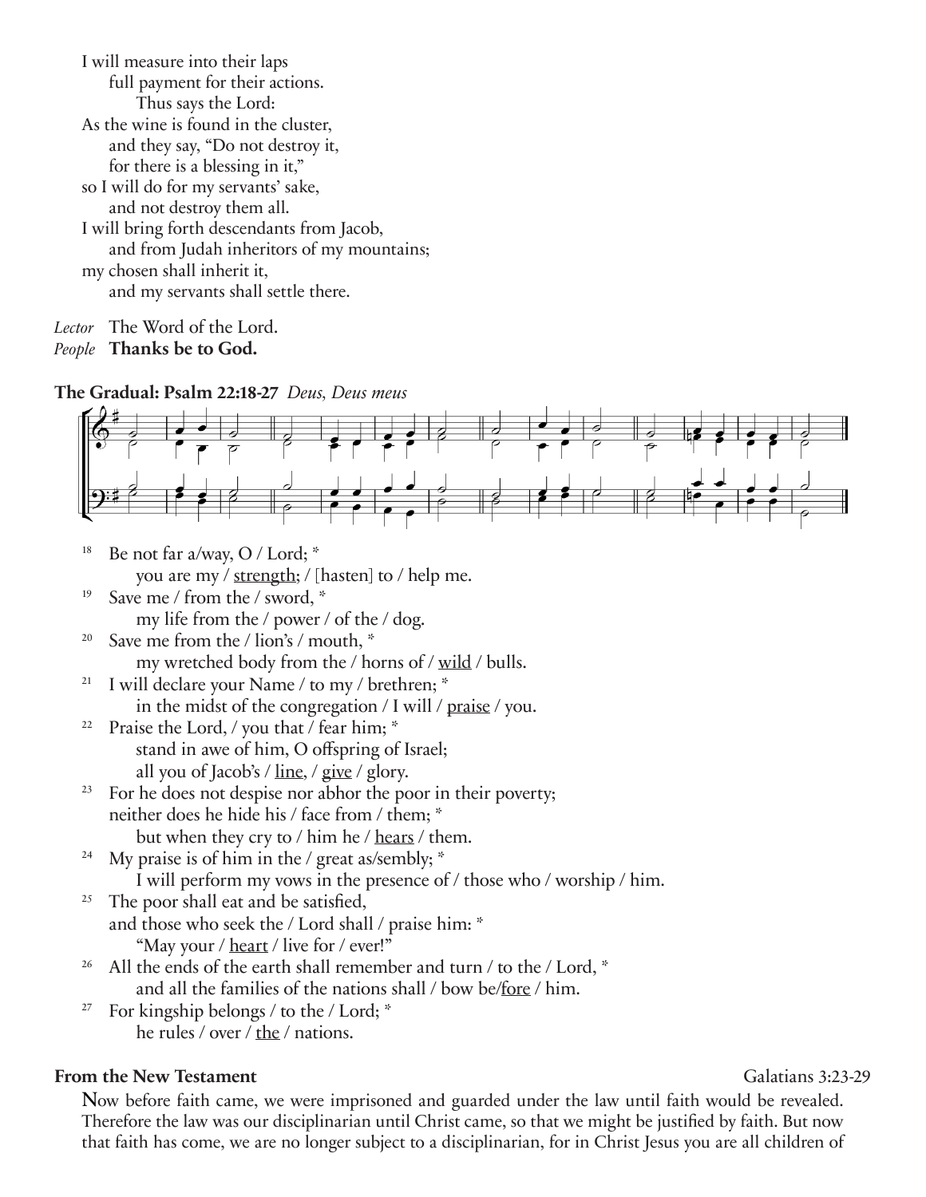I will measure into their laps
     full payment for their actions.
          Thus says the Lord:
As the wine is found in the cluster,
     and they say, "Do not destroy it,
     for there is a blessing in it,"
so I will do for my servants' sake,
     and not destroy them all.
I will bring forth descendants from Jacob,
     and from Judah inheritors of my mountains;
my chosen shall inherit it,
     and my servants shall settle there.

*Lector* The Word of the Lord.
*People* **Thanks be to God.**

**The Gradual: Psalm 22:18-27** *Deus, Deus meus*

18 Be not far a/way, O / Lord; *
     you are my / strength; / [hasten] to / help me.
19 Save me / from the / sword, *
     my life from the / power / of the / dog.
20 Save me from the / lion's / mouth, *
     my wretched body from the / horns of / wild / bulls.
21 I will declare your Name / to my / brethren; *
     in the midst of the congregation / I will / praise / you.
22 Praise the Lord, / you that / fear him; *
     stand in awe of him, O offspring of Israel;
     all you of Jacob's / line, / give / glory.
23 For he does not despise nor abhor the poor in their poverty;
neither does he hide his / face from / them; *
     but when they cry to / him he / hears / them.
24 My praise is of him in the / great as/sembly; *
     I will perform my vows in the presence of / those who / worship / him.
25 The poor shall eat and be satisfied,
and those who seek the / Lord shall / praise him: *
     "May your / heart / live for / ever!"
26 All the ends of the earth shall remember and turn / to the / Lord, *
     and all the families of the nations shall / bow be/fore / him.
27 For kingship belongs / to the / Lord; *
     he rules / over / the / nations.

**From the New Testament** Galatians 3:23-29

**N**ow before faith came, we were imprisoned and guarded under the law until faith would be revealed. Therefore the law was our disciplinarian until Christ came, so that we might be justified by faith. But now that faith has come, we are no longer subject to a disciplinarian, for in Christ Jesus you are all children of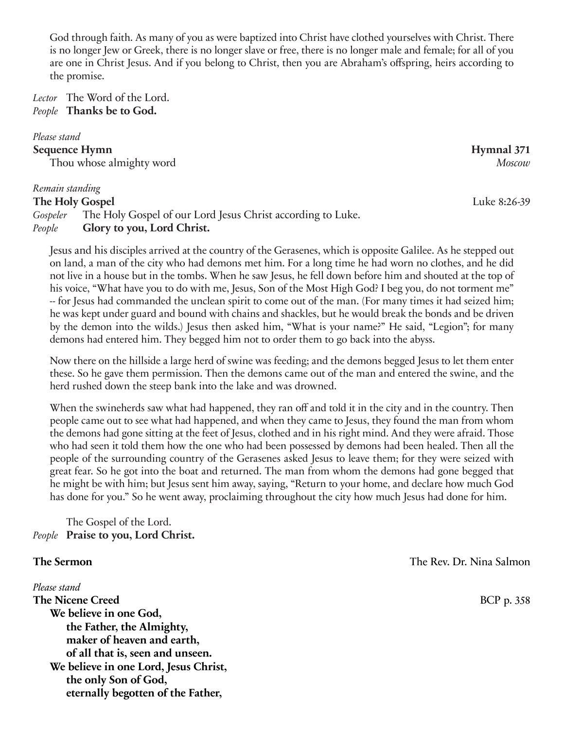God through faith. As many of you as were baptized into Christ have clothed yourselves with Christ. There is no longer Jew or Greek, there is no longer slave or free, there is no longer male and female; for all of you are one in Christ Jesus. And if you belong to Christ, then you are Abraham's offspring, heirs according to the promise.

*Lector* The Word of the Lord.
*People* **Thanks be to God.**

*Please stand*

**Sequence Hymn** **Hymnal 371**
Thou whose almighty word *Moscow*

*Remain standing*

**The Holy Gospel** Luke 8:26-39

*Gospeler* The Holy Gospel of our Lord Jesus Christ according to Luke.
*People* **Glory to you, Lord Christ.**

Jesus and his disciples arrived at the country of the Gerasenes, which is opposite Galilee. As he stepped out on land, a man of the city who had demons met him. For a long time he had worn no clothes, and he did not live in a house but in the tombs. When he saw Jesus, he fell down before him and shouted at the top of his voice, "What have you to do with me, Jesus, Son of the Most High God? I beg you, do not torment me" -- for Jesus had commanded the unclean spirit to come out of the man. (For many times it had seized him; he was kept under guard and bound with chains and shackles, but he would break the bonds and be driven by the demon into the wilds.) Jesus then asked him, "What is your name?" He said, "Legion"; for many demons had entered him. They begged him not to order them to go back into the abyss.

Now there on the hillside a large herd of swine was feeding; and the demons begged Jesus to let them enter these. So he gave them permission. Then the demons came out of the man and entered the swine, and the herd rushed down the steep bank into the lake and was drowned.

When the swineherds saw what had happened, they ran off and told it in the city and in the country. Then people came out to see what had happened, and when they came to Jesus, they found the man from whom the demons had gone sitting at the feet of Jesus, clothed and in his right mind. And they were afraid. Those who had seen it told them how the one who had been possessed by demons had been healed. Then all the people of the surrounding country of the Gerasenes asked Jesus to leave them; for they were seized with great fear. So he got into the boat and returned. The man from whom the demons had gone begged that he might be with him; but Jesus sent him away, saying, "Return to your home, and declare how much God has done for you." So he went away, proclaiming throughout the city how much Jesus had done for him.

The Gospel of the Lord.
*People* **Praise to you, Lord Christ.**

**The Sermon** The Rev. Dr. Nina Salmon

*Please stand*

**The Nicene Creed** BCP p. 358

**We believe in one God,**
**the Father, the Almighty,**
**maker of heaven and earth,**
**of all that is, seen and unseen.**
**We believe in one Lord, Jesus Christ,**
**the only Son of God,**
**eternally begotten of the Father,**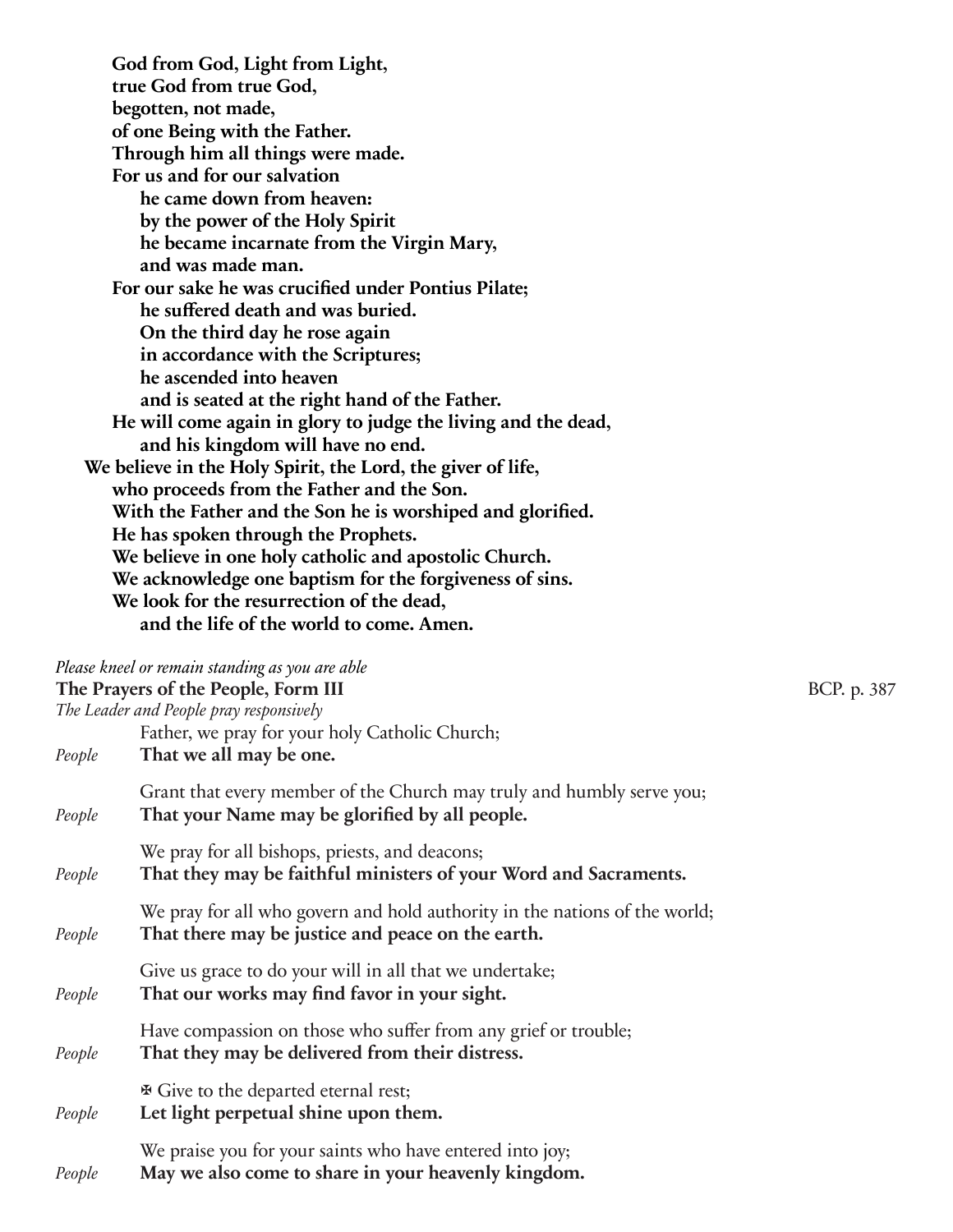**God from God, Light from Light,**
**true God from true God,**
**begotten, not made,**
**of one Being with the Father.**
**Through him all things were made.**
**For us and for our salvation**
**he came down from heaven:**
**by the power of the Holy Spirit**
**he became incarnate from the Virgin Mary,**
**and was made man.**
**For our sake he was crucified under Pontius Pilate;**
**he suffered death and was buried.**
**On the third day he rose again**
**in accordance with the Scriptures;**
**he ascended into heaven**
**and is seated at the right hand of the Father.**
**He will come again in glory to judge the living and the dead,**
**and his kingdom will have no end.**
**We believe in the Holy Spirit, the Lord, the giver of life,**
**who proceeds from the Father and the Son.**
**With the Father and the Son he is worshiped and glorified.**
**He has spoken through the Prophets.**
**We believe in one holy catholic and apostolic Church.**
**We acknowledge one baptism for the forgiveness of sins.**
**We look for the resurrection of the dead,**
**and the life of the world to come. Amen.**

*Please kneel or remain standing as you are able*

**The Prayers of the People, Form III** BCP. p. 387

*The Leader and People pray responsively*

Father, we pray for your holy Catholic Church;
*People* **That we all may be one.**

Grant that every member of the Church may truly and humbly serve you;
*People* **That your Name may be glorified by all people.**

We pray for all bishops, priests, and deacons;
*People* **That they may be faithful ministers of your Word and Sacraments.**

We pray for all who govern and hold authority in the nations of the world;
*People* **That there may be justice and peace on the earth.**

Give us grace to do your will in all that we undertake;
*People* **That our works may find favor in your sight.**

Have compassion on those who suffer from any grief or trouble;
*People* **That they may be delivered from their distress.**

✠ Give to the departed eternal rest;
*People* **Let light perpetual shine upon them.**

We praise you for your saints who have entered into joy;
*People* **May we also come to share in your heavenly kingdom.**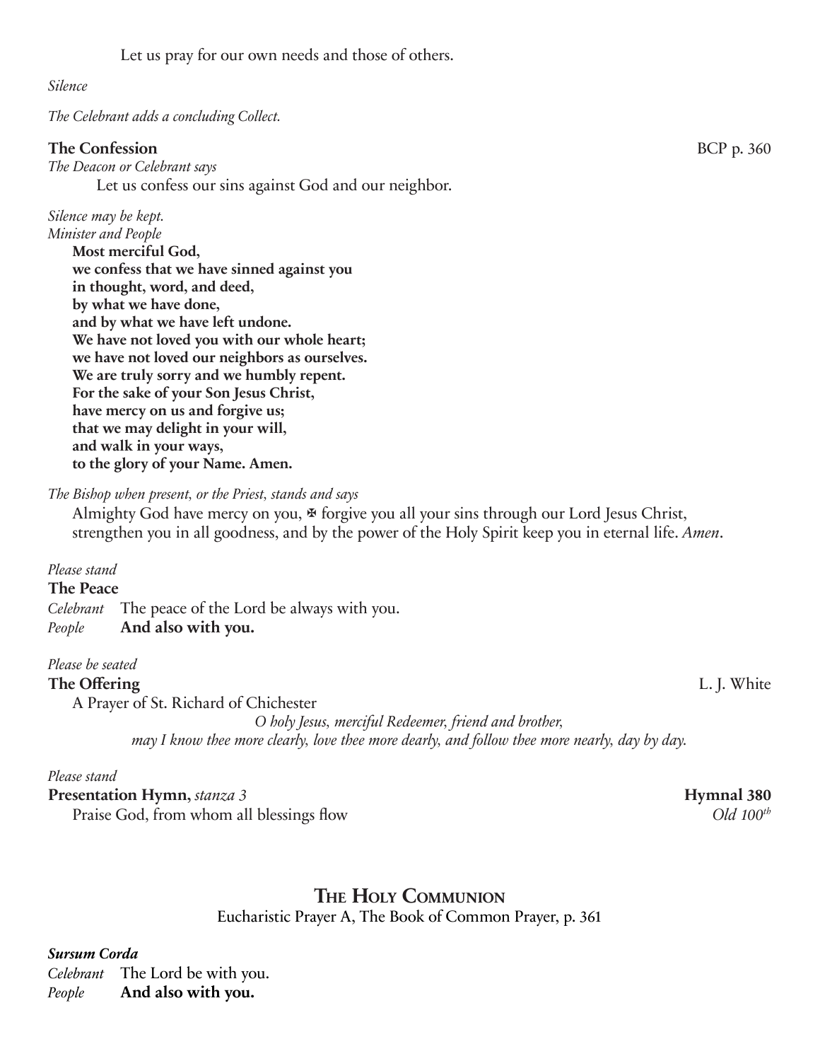Let us pray for our own needs and those of others.

*Silence*

*The Celebrant adds a concluding Collect.*

**The Confession** BCP p. 360

*The Deacon or Celebrant says*

Let us confess our sins against God and our neighbor.

*Silence may be kept.*
*Minister and People*

**Most merciful God,**
**we confess that we have sinned against you**
**in thought, word, and deed,**
**by what we have done,**
**and by what we have left undone.**
**We have not loved you with our whole heart;**
**we have not loved our neighbors as ourselves.**
**We are truly sorry and we humbly repent.**
**For the sake of your Son Jesus Christ,**
**have mercy on us and forgive us;**
**that we may delight in your will,**
**and walk in your ways,**
**to the glory of your Name. Amen.**

*The Bishop when present, or the Priest, stands and says*

Almighty God have mercy on you, ✠ forgive you all your sins through our Lord Jesus Christ, strengthen you in all goodness, and by the power of the Holy Spirit keep you in eternal life. *Amen*.

*Please stand*

**The Peace**

*Celebrant* The peace of the Lord be always with you.
*People* **And also with you.**

*Please be seated*

**The Offering** L. J. White

A Prayer of St. Richard of Chichester

*O holy Jesus, merciful Redeemer, friend and brother,*
*may I know thee more clearly, love thee more dearly, and follow thee more nearly, day by day.*

*Please stand*

**Presentation Hymn,** *stanza 3* **Hymnal 380**

Praise God, from whom all blessings flow *Old 100th*

## The Holy Communion

Eucharistic Prayer A, The Book of Common Prayer, p. 361

***Sursum Corda***

*Celebrant* The Lord be with you.
*People* **And also with you.**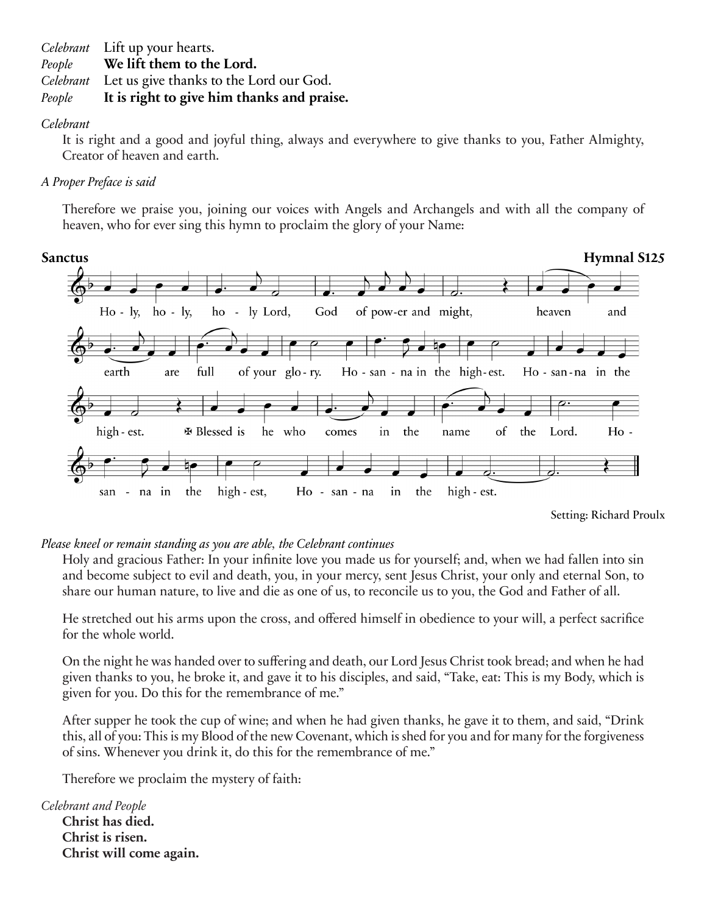*Celebrant* Lift up your hearts.
*People* **We lift them to the Lord.**
*Celebrant* Let us give thanks to the Lord our God.
*People* **It is right to give him thanks and praise.**

*Celebrant*

It is right and a good and joyful thing, always and everywhere to give thanks to you, Father Almighty, Creator of heaven and earth.

*A Proper Preface is said*

Therefore we praise you, joining our voices with Angels and Archangels and with all the company of heaven, who for ever sing this hymn to proclaim the glory of your Name:

**Sanctus** **Hymnal S125**

Holy, holy, holy Lord, God of power and might, heaven and earth are full of your glory. Hosanna in the highest. Hosanna in the highest. ✠ Blessed is he who comes in the name of the Lord. Hosanna in the highest, Hosanna in the highest.

Setting: Richard Proulx

*Please kneel or remain standing as you are able, the Celebrant continues*

Holy and gracious Father: In your infinite love you made us for yourself; and, when we had fallen into sin and become subject to evil and death, you, in your mercy, sent Jesus Christ, your only and eternal Son, to share our human nature, to live and die as one of us, to reconcile us to you, the God and Father of all.

He stretched out his arms upon the cross, and offered himself in obedience to your will, a perfect sacrifice for the whole world.

On the night he was handed over to suffering and death, our Lord Jesus Christ took bread; and when he had given thanks to you, he broke it, and gave it to his disciples, and said, "Take, eat: This is my Body, which is given for you. Do this for the remembrance of me."

After supper he took the cup of wine; and when he had given thanks, he gave it to them, and said, "Drink this, all of you: This is my Blood of the new Covenant, which is shed for you and for many for the forgiveness of sins. Whenever you drink it, do this for the remembrance of me."

Therefore we proclaim the mystery of faith:

*Celebrant and People*

**Christ has died.**
**Christ is risen.**
**Christ will come again.**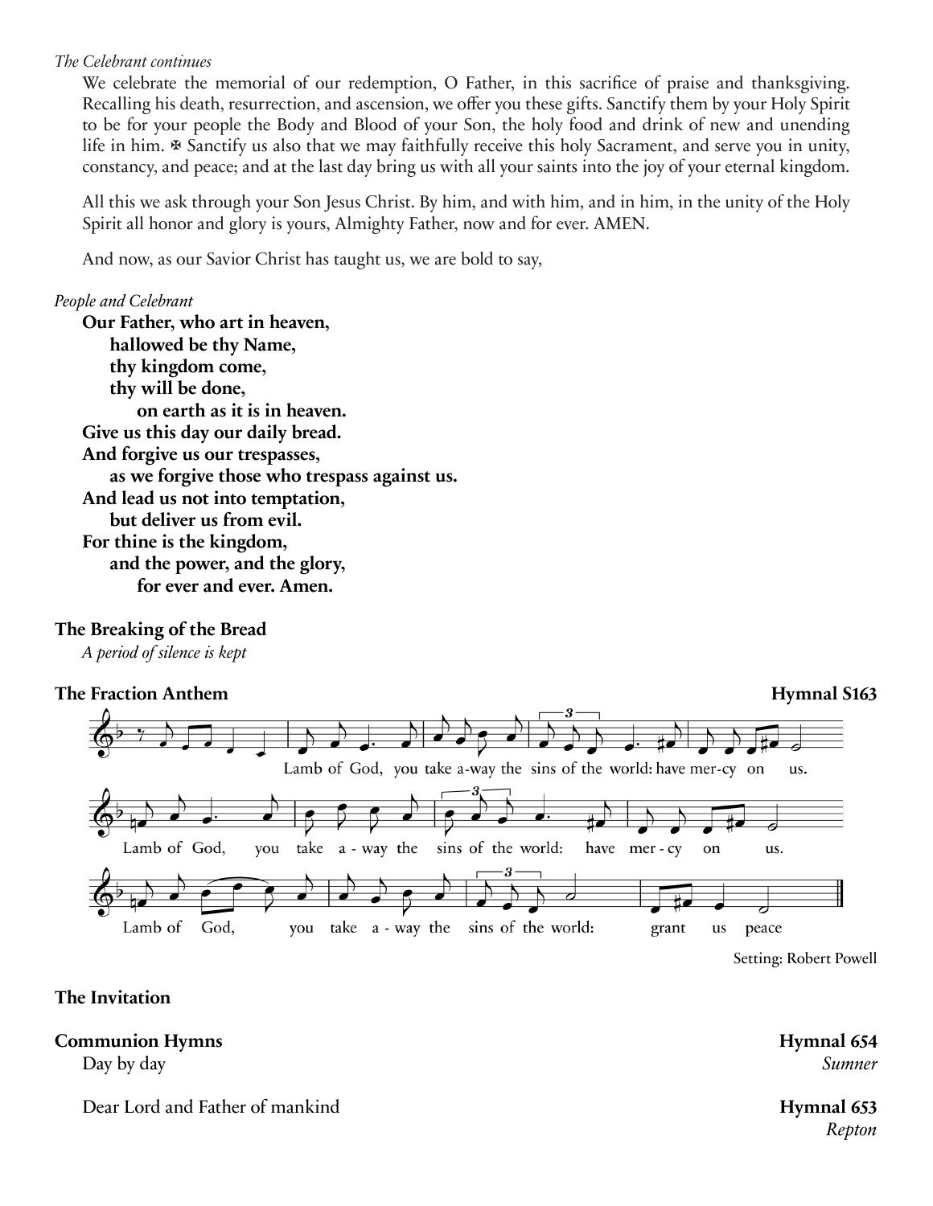*The Celebrant continues*

We celebrate the memorial of our redemption, O Father, in this sacrifice of praise and thanksgiving. Recalling his death, resurrection, and ascension, we offer you these gifts. Sanctify them by your Holy Spirit to be for your people the Body and Blood of your Son, the holy food and drink of new and unending life in him. ✠ Sanctify us also that we may faithfully receive this holy Sacrament, and serve you in unity, constancy, and peace; and at the last day bring us with all your saints into the joy of your eternal kingdom.

All this we ask through your Son Jesus Christ. By him, and with him, and in him, in the unity of the Holy Spirit all honor and glory is yours, Almighty Father, now and for ever. AMEN.

And now, as our Savior Christ has taught us, we are bold to say,

*People and Celebrant*

**Our Father, who art in heaven,**
**hallowed be thy Name,**
**thy kingdom come,**
**thy will be done,**
**on earth as it is in heaven.**
**Give us this day our daily bread.**
**And forgive us our trespasses,**
**as we forgive those who trespass against us.**
**And lead us not into temptation,**
**but deliver us from evil.**
**For thine is the kingdom,**
**and the power, and the glory,**
**for ever and ever. Amen.**

**The Breaking of the Bread**

*A period of silence is kept*

**The Fraction Anthem** **Hymnal S163**

Lamb of God, you take a-way the sins of the world: have mer-cy on us.

Lamb of God, you take a - way the sins of the world: have mer - cy on us.

Lamb of God, you take a - way the sins of the world: grant us peace

Setting: Robert Powell

**The Invitation**

**Communion Hymns** **Hymnal 654**

Day by day *Sumner*

Dear Lord and Father of mankind **Hymnal 653**
*Repton*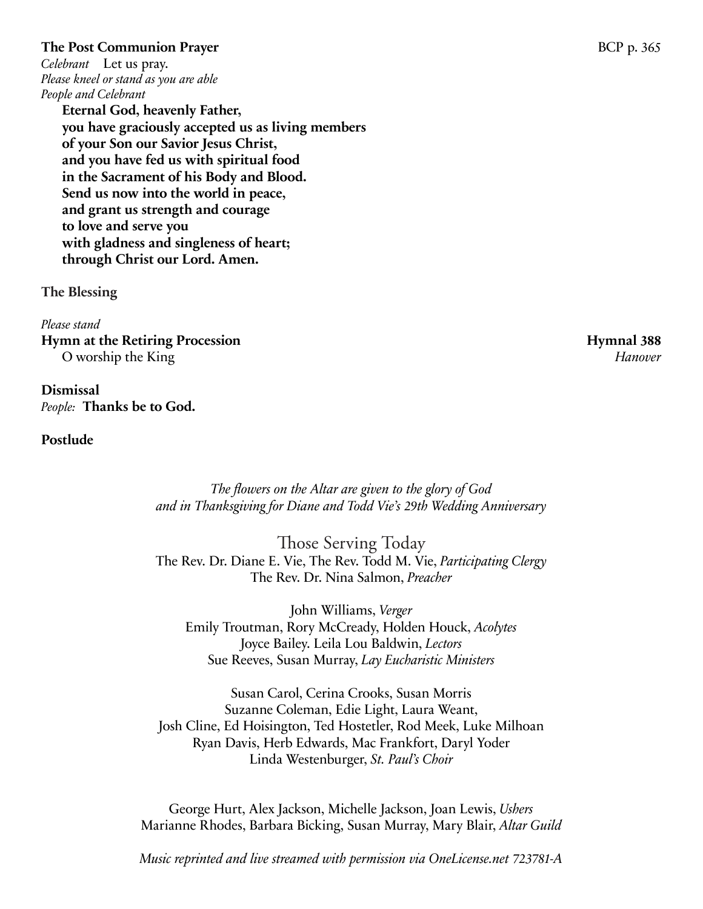**The Post Communion Prayer** BCP p. 365

*Celebrant* Let us pray.

*Please kneel or stand as you are able*

*People and Celebrant*

**Eternal God, heavenly Father,**
**you have graciously accepted us as living members**
**of your Son our Savior Jesus Christ,**
**and you have fed us with spiritual food**
**in the Sacrament of his Body and Blood.**
**Send us now into the world in peace,**
**and grant us strength and courage**
**to love and serve you**
**with gladness and singleness of heart;**
**through Christ our Lord. Amen.**

**The Blessing**

*Please stand*

**Hymn at the Retiring Procession** **Hymnal 388**
O worship the King *Hanover*

**Dismissal**

*People:* **Thanks be to God.**

**Postlude**

*The flowers on the Altar are given to the glory of God*
*and in Thanksgiving for Diane and Todd Vie's 29th Wedding Anniversary*

## Those Serving Today

The Rev. Dr. Diane E. Vie, The Rev. Todd M. Vie, *Participating Clergy*
The Rev. Dr. Nina Salmon, *Preacher*

John Williams, *Verger*
Emily Troutman, Rory McCready, Holden Houck, *Acolytes*
Joyce Bailey. Leila Lou Baldwin, *Lectors*
Sue Reeves, Susan Murray, *Lay Eucharistic Ministers*

Susan Carol, Cerina Crooks, Susan Morris
Suzanne Coleman, Edie Light, Laura Weant,
Josh Cline, Ed Hoisington, Ted Hostetler, Rod Meek, Luke Milhoan
Ryan Davis, Herb Edwards, Mac Frankfort, Daryl Yoder
Linda Westenburger, *St. Paul's Choir*

George Hurt, Alex Jackson, Michelle Jackson, Joan Lewis, *Ushers*
Marianne Rhodes, Barbara Bicking, Susan Murray, Mary Blair, *Altar Guild*

*Music reprinted and live streamed with permission via OneLicense.net 723781-A*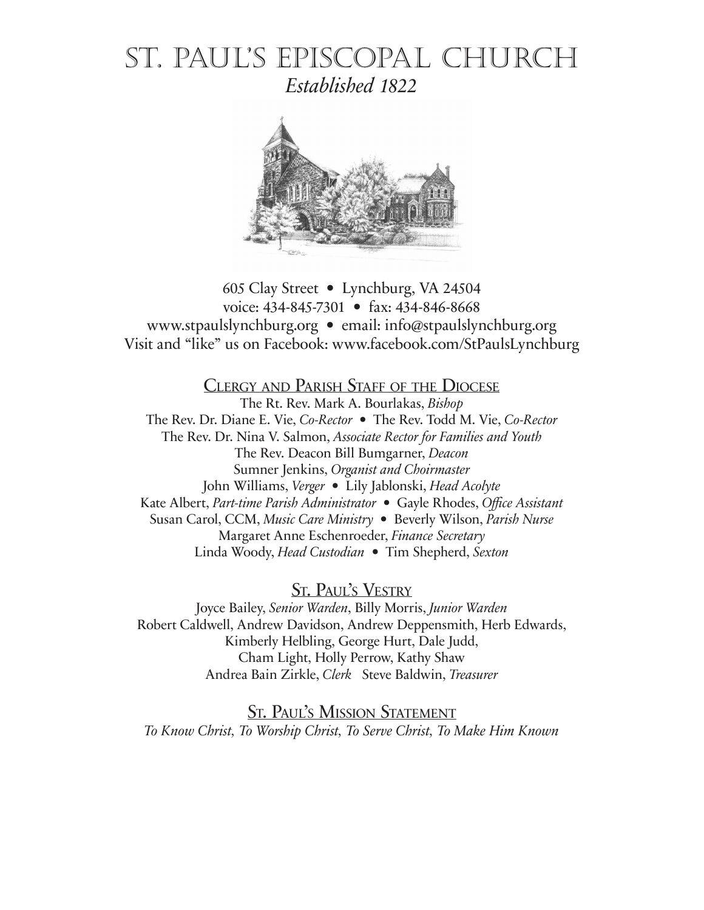# ST. PAUL'S EPISCOPAL CHURCH

*Established 1822*

605 Clay Street • Lynchburg, VA 24504
voice: 434-845-7301 • fax: 434-846-8668
www.stpaulslynchburg.org • email: info@stpaulslynchburg.org
Visit and "like" us on Facebook: www.facebook.com/StPaulsLynchburg

## CLERGY AND PARISH STAFF OF THE DIOCESE

The Rt. Rev. Mark A. Bourlakas, *Bishop*
The Rev. Dr. Diane E. Vie, *Co-Rector* • The Rev. Todd M. Vie, *Co-Rector*
The Rev. Dr. Nina V. Salmon, *Associate Rector for Families and Youth*
The Rev. Deacon Bill Bumgarner, *Deacon*
Sumner Jenkins, *Organist and Choirmaster*
John Williams, *Verger* • Lily Jablonski, *Head Acolyte*
Kate Albert, *Part-time Parish Administrator* • Gayle Rhodes, *Office Assistant*
Susan Carol, CCM, *Music Care Ministry* • Beverly Wilson, *Parish Nurse*
Margaret Anne Eschenroeder, *Finance Secretary*
Linda Woody, *Head Custodian* • Tim Shepherd, *Sexton*

## ST. PAUL'S VESTRY

Joyce Bailey, *Senior Warden*, Billy Morris, *Junior Warden*
Robert Caldwell, Andrew Davidson, Andrew Deppensmith, Herb Edwards,
Kimberly Helbling, George Hurt, Dale Judd,
Cham Light, Holly Perrow, Kathy Shaw
Andrea Bain Zirkle, *Clerk* Steve Baldwin, *Treasurer*

## ST. PAUL'S MISSION STATEMENT

*To Know Christ, To Worship Christ, To Serve Christ, To Make Him Known*